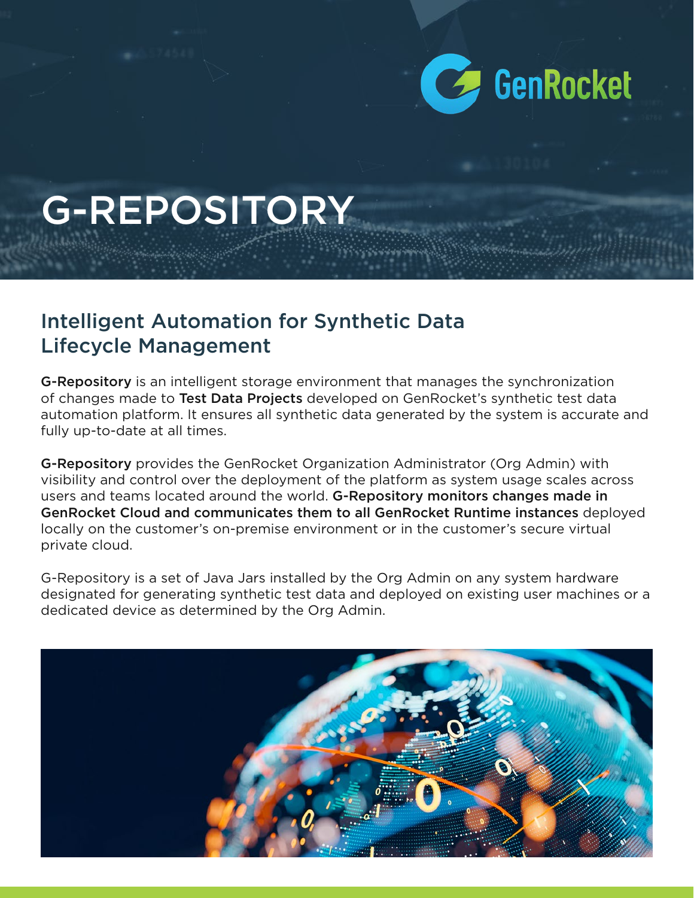# G-REPOSITORY

## Intelligent Automation for Synthetic Data Lifecycle Management

**G-Repository** is an intelligent storage environment that manages the synchronization of changes made to **Test Data Projects** developed on GenRocket's synthetic test data automation platform. It ensures all synthetic data generated by the system is accurate and fully up-to-date at all times.

**G-Repository** provides the GenRocket Organization Administrator (Org Admin) with visibility and control over the deployment of the platform as system usage scales across users and teams located around the world. **G-Repository monitors changes made in GenRocket Cloud and communicates them to all GenRocket Runtime instances** deployed locally on the customer's on-premise environment or in the customer's secure virtual private cloud.

G-Repository is a set of Java Jars installed by the Org Admin on any system hardware designated for generating synthetic test data and deployed on existing user machines or a dedicated device as determined by the Org Admin.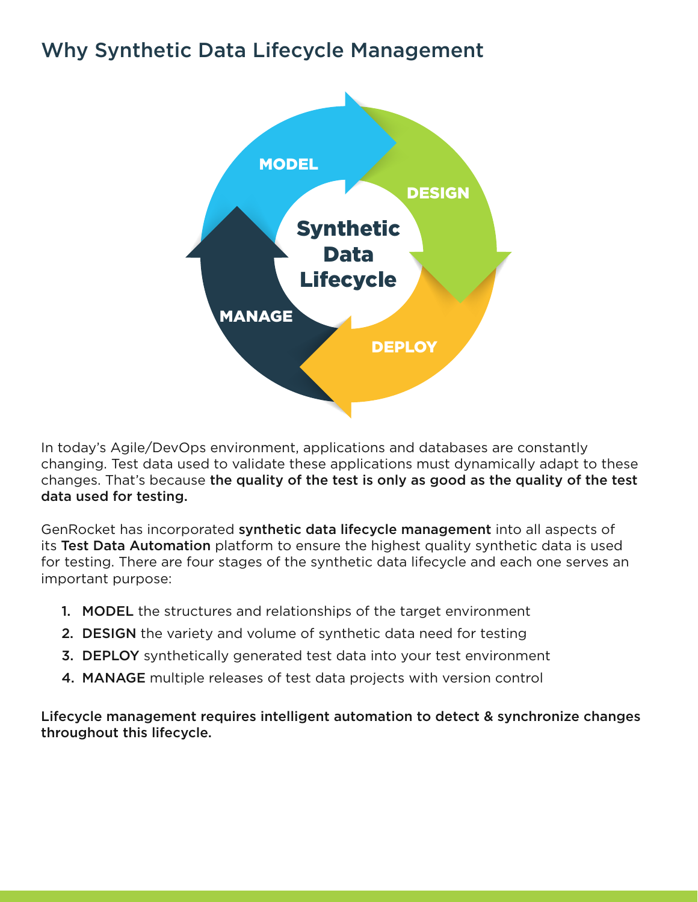# Why Synthetic Data Lifecycle Management

In today's Agile/DevOps environment, applications and databases are constantly changing. Test data used to validate these applications must dynamically adapt to these changes. That's because **the quality of the test is only as good as the quality of the test data used for testing.**

GenRocket has incorporated **synthetic data lifecycle management** into all aspects of its **Test Data Automation** platform to ensure the highest quality synthetic data is used for testing. There are four stages of the synthetic data lifecycle and each one serves an important purpose:

1. **MODEL** the structures and relationships of the target environment
2. **DESIGN** the variety and volume of synthetic data need for testing
3. **DEPLOY** synthetically generated test data into your test environment
4. **MANAGE** multiple releases of test data projects with version control

**Lifecycle management requires intelligent automation to detect & synchronize changes throughout this lifecycle.**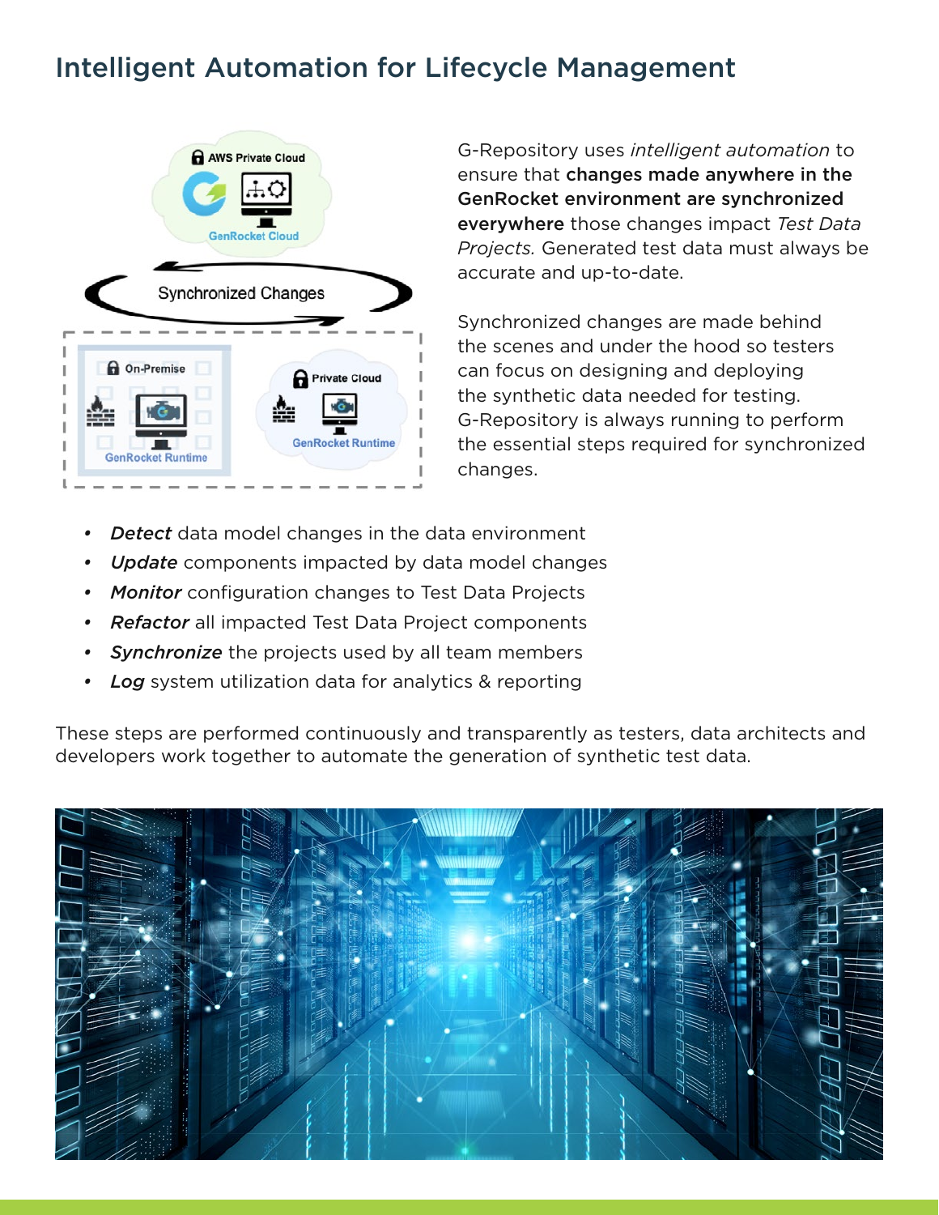# Intelligent Automation for Lifecycle Management

G-Repository uses *intelligent automation* to ensure that **changes made anywhere in the GenRocket environment are synchronized everywhere** those changes impact *Test Data Projects.* Generated test data must always be accurate and up-to-date.

Synchronized changes are made behind the scenes and under the hood so testers can focus on designing and deploying the synthetic data needed for testing. G-Repository is always running to perform the essential steps required for synchronized changes.

- ***Detect*** data model changes in the data environment
- ***Update*** components impacted by data model changes
- ***Monitor*** configuration changes to Test Data Projects
- ***Refactor*** all impacted Test Data Project components
- ***Synchronize*** the projects used by all team members
- ***Log*** system utilization data for analytics & reporting

These steps are performed continuously and transparently as testers, data architects and developers work together to automate the generation of synthetic test data.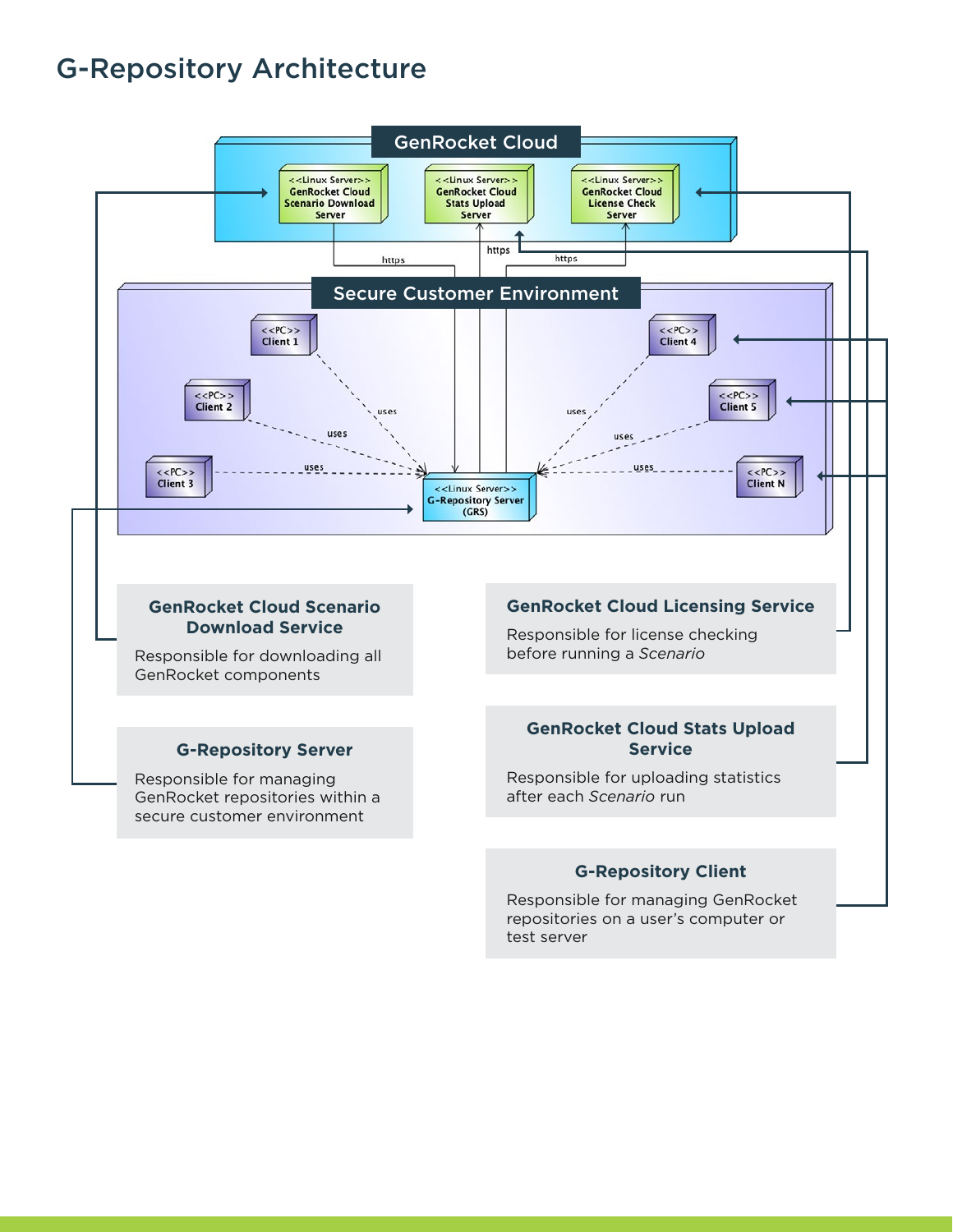# G-Repository Architecture

## GenRocket Cloud Scenario Download Service

Responsible for downloading all GenRocket components

## GenRocket Cloud Licensing Service

Responsible for license checking before running a *Scenario*

## G-Repository Server

Responsible for managing GenRocket repositories within a secure customer environment

## GenRocket Cloud Stats Upload Service

Responsible for uploading statistics after each *Scenario* run

## G-Repository Client

Responsible for managing GenRocket repositories on a user's computer or test server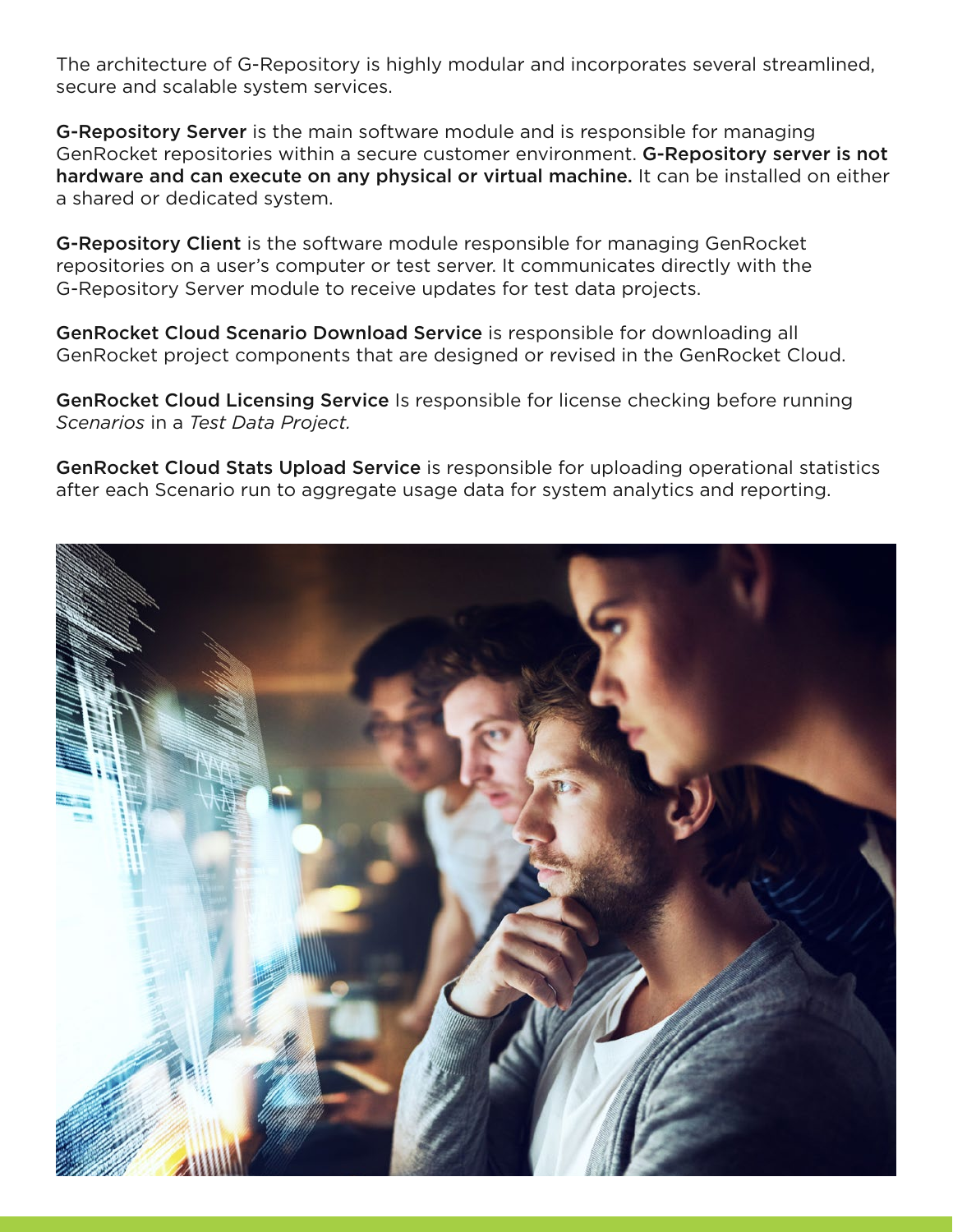The architecture of G-Repository is highly modular and incorporates several streamlined, secure and scalable system services.

**G-Repository Server** is the main software module and is responsible for managing GenRocket repositories within a secure customer environment. **G-Repository server is not hardware and can execute on any physical or virtual machine.** It can be installed on either a shared or dedicated system.

**G-Repository Client** is the software module responsible for managing GenRocket repositories on a user's computer or test server. It communicates directly with the G-Repository Server module to receive updates for test data projects.

**GenRocket Cloud Scenario Download Service** is responsible for downloading all GenRocket project components that are designed or revised in the GenRocket Cloud.

**GenRocket Cloud Licensing Service** Is responsible for license checking before running *Scenarios* in a *Test Data Project.*

**GenRocket Cloud Stats Upload Service** is responsible for uploading operational statistics after each Scenario run to aggregate usage data for system analytics and reporting.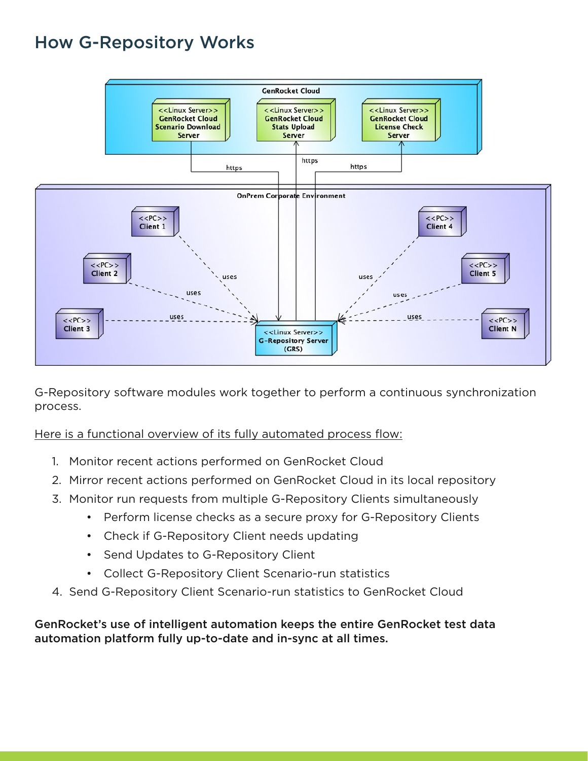# How G-Repository Works

G-Repository software modules work together to perform a continuous synchronization process.

Here is a functional overview of its fully automated process flow:

1. Monitor recent actions performed on GenRocket Cloud
2. Mirror recent actions performed on GenRocket Cloud in its local repository
3. Monitor run requests from multiple G-Repository Clients simultaneously
    - Perform license checks as a secure proxy for G-Repository Clients
    - Check if G-Repository Client needs updating
    - Send Updates to G-Repository Client
    - Collect G-Repository Client Scenario-run statistics
4. Send G-Repository Client Scenario-run statistics to GenRocket Cloud

**GenRocket's use of intelligent automation keeps the entire GenRocket test data automation platform fully up-to-date and in-sync at all times.**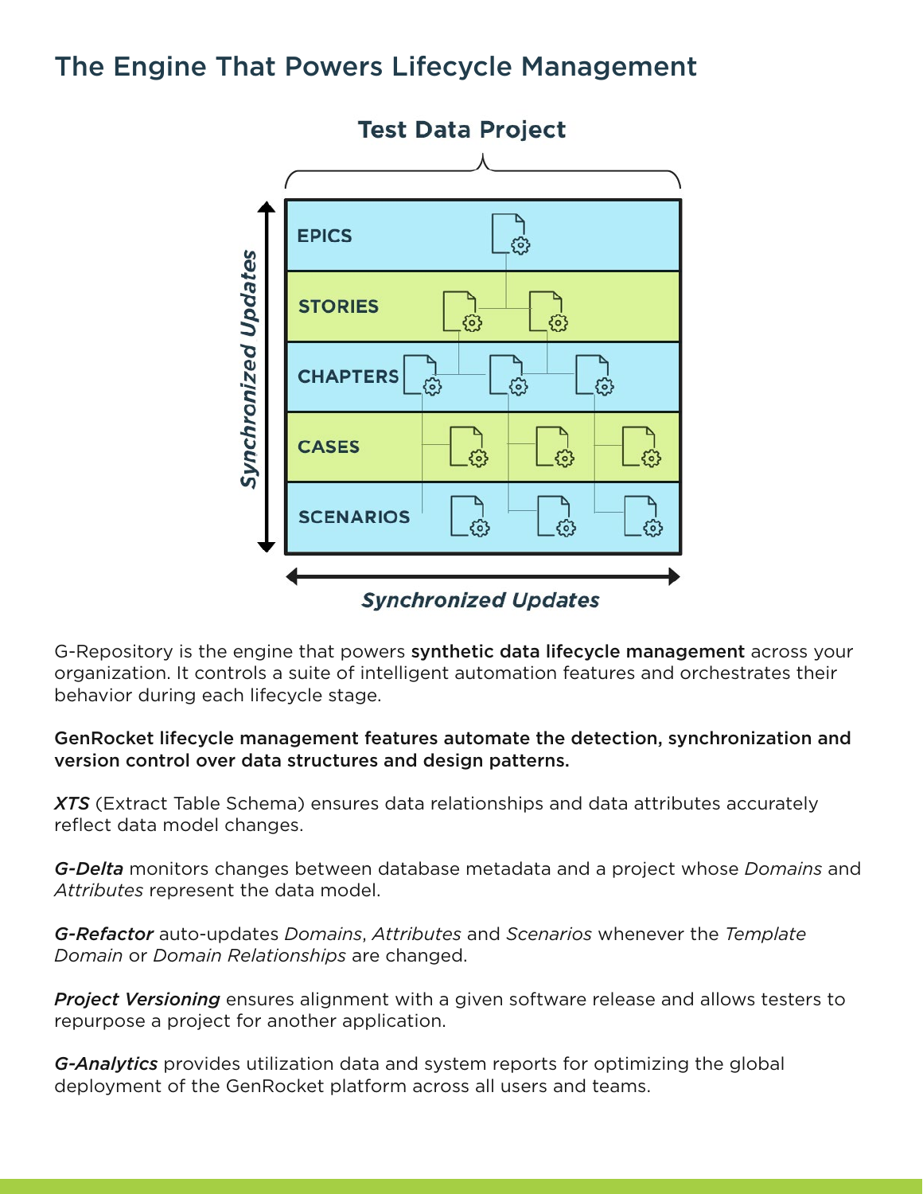# The Engine That Powers Lifecycle Management

Test Data Project

EPICS

STORIES

CHAPTERS

CASES

SCENARIOS

*Synchronized Updates*

*Synchronized Updates*

G-Repository is the engine that powers **synthetic data lifecycle management** across your organization. It controls a suite of intelligent automation features and orchestrates their behavior during each lifecycle stage.

**GenRocket lifecycle management features automate the detection, synchronization and version control over data structures and design patterns.**

***XTS*** (Extract Table Schema) ensures data relationships and data attributes accurately reflect data model changes.

***G-Delta*** monitors changes between database metadata and a project whose *Domains* and *Attributes* represent the data model.

***G-Refactor*** auto-updates *Domains*, *Attributes* and *Scenarios* whenever the *Template Domain* or *Domain Relationships* are changed.

***Project Versioning*** ensures alignment with a given software release and allows testers to repurpose a project for another application.

***G-Analytics*** provides utilization data and system reports for optimizing the global deployment of the GenRocket platform across all users and teams.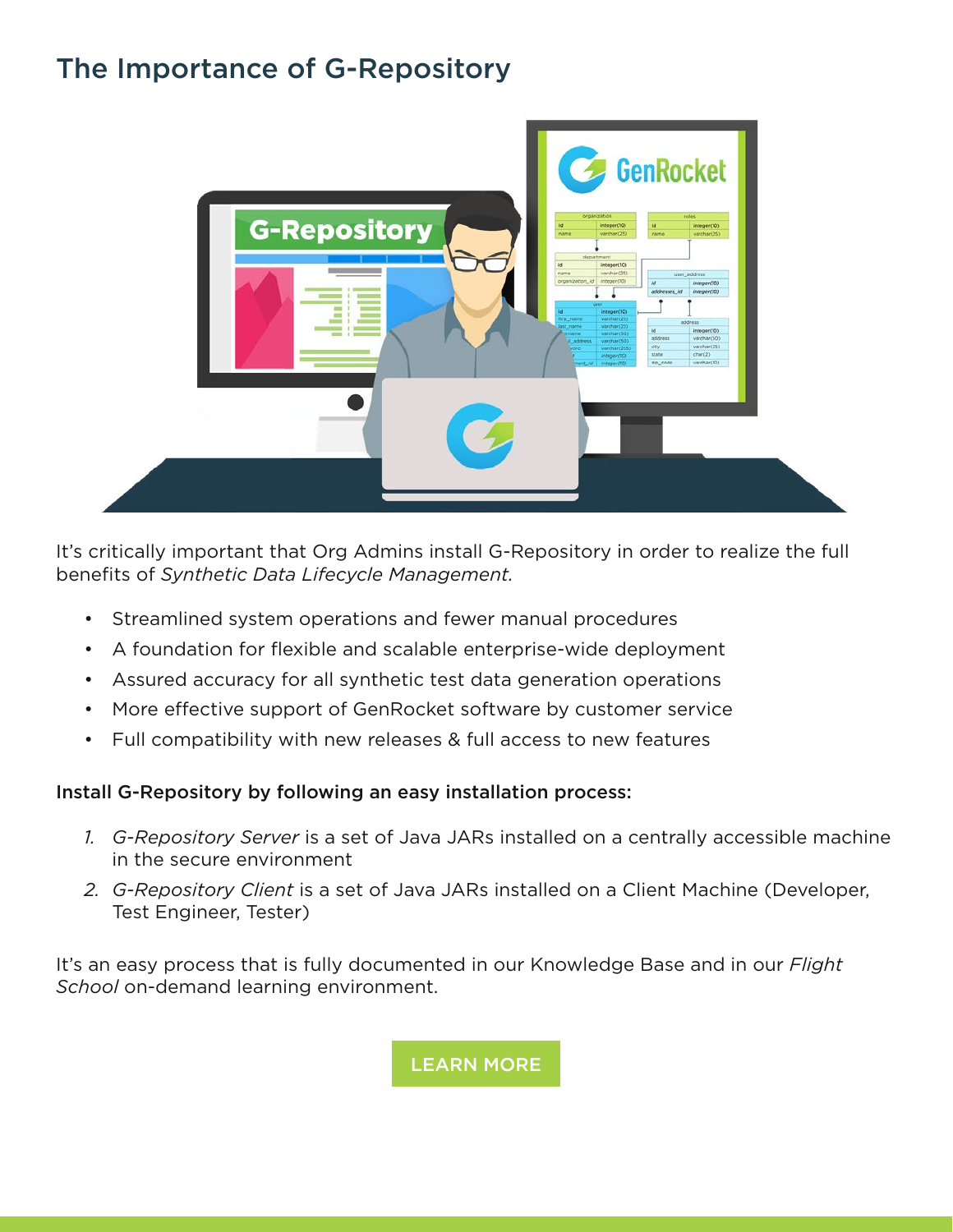## The Importance of G-Repository

It's critically important that Org Admins install G-Repository in order to realize the full benefits of *Synthetic Data Lifecycle Management.*

- Streamlined system operations and fewer manual procedures
- A foundation for flexible and scalable enterprise-wide deployment
- Assured accuracy for all synthetic test data generation operations
- More effective support of GenRocket software by customer service
- Full compatibility with new releases & full access to new features

**Install G-Repository by following an easy installation process:**

1. *G-Repository Server* is a set of Java JARs installed on a centrally accessible machine in the secure environment
2. *G-Repository Client* is a set of Java JARs installed on a Client Machine (Developer, Test Engineer, Tester)

It's an easy process that is fully documented in our Knowledge Base and in our *Flight School* on-demand learning environment.

LEARN MORE